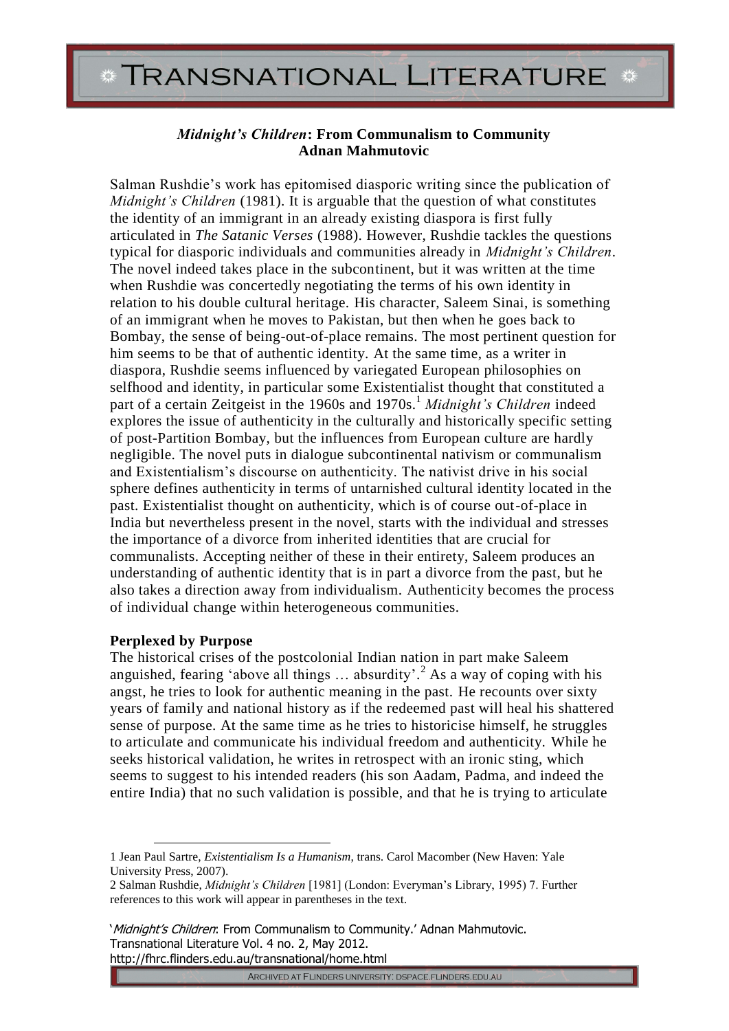# *Midnight's Children*: From Communalism to Community

**Adnan Mahmutovic**

Salman Rushdie's work has epitomised diasporic writing since the publication of *Midnight's Children* (1981). It is arguable that the question of what constitutes the identity of an immigrant in an already existing diaspora is first fully articulated in *The Satanic Verses* (1988). However, Rushdie tackles the questions typical for diasporic individuals and communities already in *Midnight's Children*. The novel indeed takes place in the subcontinent, but it was written at the time when Rushdie was concertedly negotiating the terms of his own identity in relation to his double cultural heritage. His character, Saleem Sinai, is something of an immigrant when he moves to Pakistan, but then when he goes back to Bombay, the sense of being-out-of-place remains. The most pertinent question for him seems to be that of authentic identity. At the same time, as a writer in diaspora, Rushdie seems influenced by variegated European philosophies on selfhood and identity, in particular some Existentialist thought that constituted a part of a certain Zeitgeist in the 1960s and 1970s.[1] *Midnight's Children* indeed explores the issue of authenticity in the culturally and historically specific setting of post-Partition Bombay, but the influences from European culture are hardly negligible. The novel puts in dialogue subcontinental nativism or communalism and Existentialism's discourse on authenticity. The nativist drive in his social sphere defines authenticity in terms of untarnished cultural identity located in the past. Existentialist thought on authenticity, which is of course out-of-place in India but nevertheless present in the novel, starts with the individual and stresses the importance of a divorce from inherited identities that are crucial for communalists. Accepting neither of these in their entirety, Saleem produces an understanding of authentic identity that is in part a divorce from the past, but he also takes a direction away from individualism. Authenticity becomes the process of individual change within heterogeneous communities.

**Perplexed by Purpose**

The historical crises of the postcolonial Indian nation in part make Saleem anguished, fearing 'above all things … absurdity'.[2] As a way of coping with his angst, he tries to look for authentic meaning in the past. He recounts over sixty years of family and national history as if the redeemed past will heal his shattered sense of purpose. At the same time as he tries to historicise himself, he struggles to articulate and communicate his individual freedom and authenticity. While he seeks historical validation, he writes in retrospect with an ironic sting, which seems to suggest to his intended readers (his son Aadam, Padma, and indeed the entire India) that no such validation is possible, and that he is trying to articulate

---

1 Jean Paul Sartre, *Existentialism Is a Humanism*, trans. Carol Macomber (New Haven: Yale University Press, 2007).

2 Salman Rushdie, *Midnight's Children* [1981] (London: Everyman's Library, 1995) 7. Further references to this work will appear in parentheses in the text.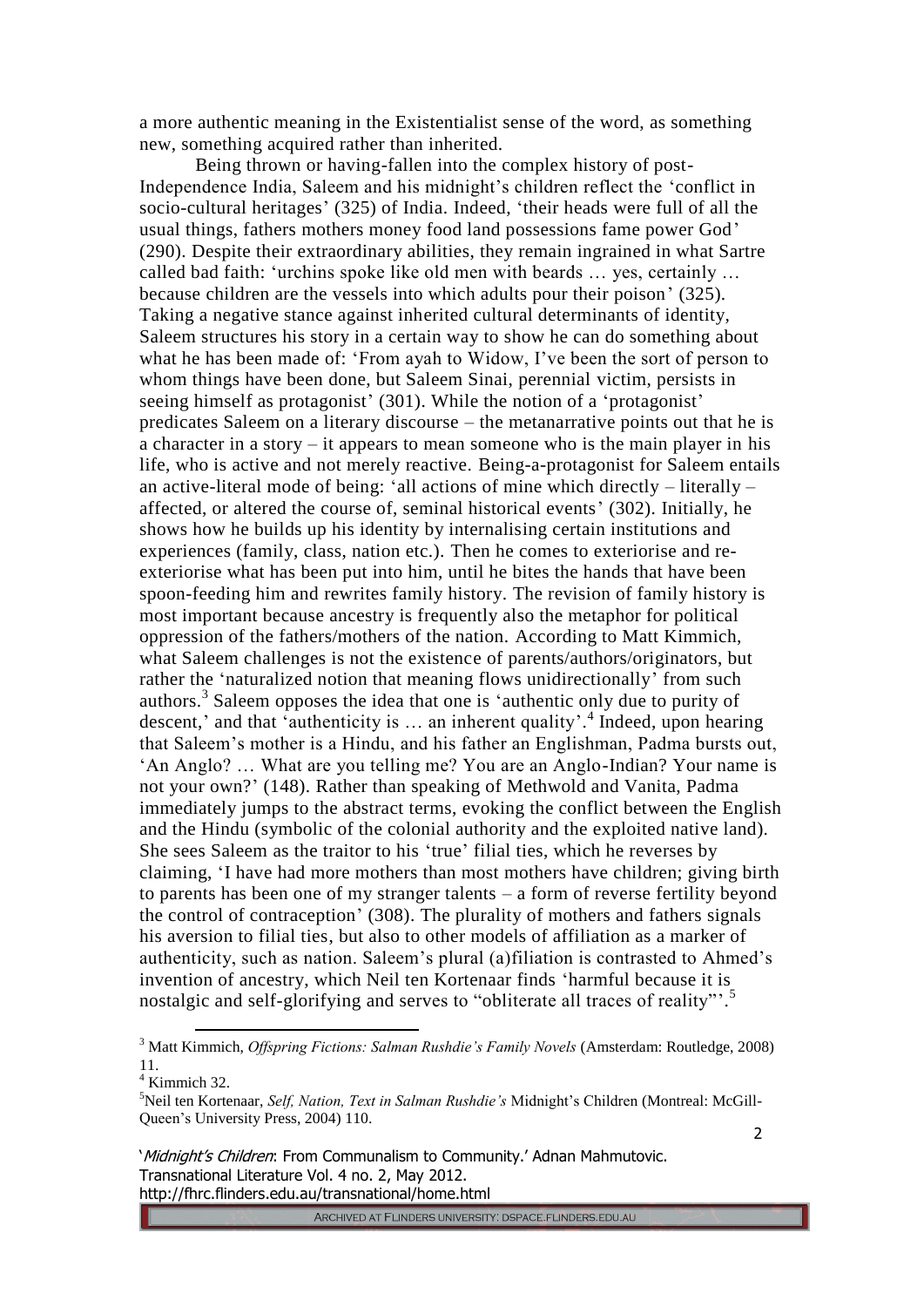a more authentic meaning in the Existentialist sense of the word, as something new, something acquired rather than inherited.

Being thrown or having-fallen into the complex history of post-Independence India, Saleem and his midnight's children reflect the 'conflict in socio-cultural heritages' (325) of India. Indeed, 'their heads were full of all the usual things, fathers mothers money food land possessions fame power God' (290). Despite their extraordinary abilities, they remain ingrained in what Sartre called bad faith: 'urchins spoke like old men with beards … yes, certainly … because children are the vessels into which adults pour their poison' (325). Taking a negative stance against inherited cultural determinants of identity, Saleem structures his story in a certain way to show he can do something about what he has been made of: 'From ayah to Widow, I've been the sort of person to whom things have been done, but Saleem Sinai, perennial victim, persists in seeing himself as protagonist' (301). While the notion of a 'protagonist' predicates Saleem on a literary discourse – the metanarrative points out that he is a character in a story – it appears to mean someone who is the main player in his life, who is active and not merely reactive. Being-a-protagonist for Saleem entails an active-literal mode of being: 'all actions of mine which directly – literally – affected, or altered the course of, seminal historical events' (302). Initially, he shows how he builds up his identity by internalising certain institutions and experiences (family, class, nation etc.). Then he comes to exteriorise and re-exteriorise what has been put into him, until he bites the hands that have been spoon-feeding him and rewrites family history. The revision of family history is most important because ancestry is frequently also the metaphor for political oppression of the fathers/mothers of the nation. According to Matt Kimmich, what Saleem challenges is not the existence of parents/authors/originators, but rather the 'naturalized notion that meaning flows unidirectionally' from such authors.[3] Saleem opposes the idea that one is 'authentic only due to purity of descent,' and that 'authenticity is … an inherent quality'.[4] Indeed, upon hearing that Saleem's mother is a Hindu, and his father an Englishman, Padma bursts out, 'An Anglo? … What are you telling me? You are an Anglo-Indian? Your name is not your own?' (148). Rather than speaking of Methwold and Vanita, Padma immediately jumps to the abstract terms, evoking the conflict between the English and the Hindu (symbolic of the colonial authority and the exploited native land). She sees Saleem as the traitor to his 'true' filial ties, which he reverses by claiming, 'I have had more mothers than most mothers have children; giving birth to parents has been one of my stranger talents – a form of reverse fertility beyond the control of contraception' (308). The plurality of mothers and fathers signals his aversion to filial ties, but also to other models of affiliation as a marker of authenticity, such as nation. Saleem's plural (a)filiation is contrasted to Ahmed's invention of ancestry, which Neil ten Kortenaar finds 'harmful because it is nostalgic and self-glorifying and serves to "obliterate all traces of reality"'.[5]

---

[3] Matt Kimmich, *Offspring Fictions: Salman Rushdie's Family Novels* (Amsterdam: Routledge, 2008) 11.

[4] Kimmich 32.

[5] Neil ten Kortenaar, *Self, Nation, Text in Salman Rushdie's* Midnight's Children (Montreal: McGill-Queen's University Press, 2004) 110.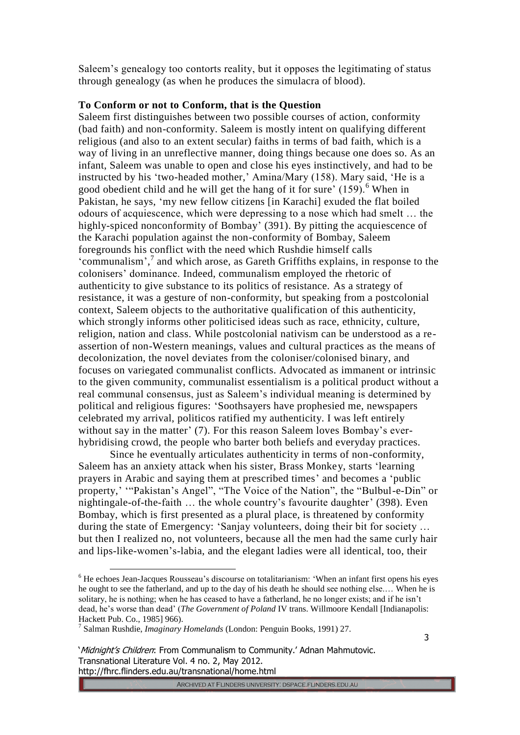Saleem's genealogy too contorts reality, but it opposes the legitimating of status through genealogy (as when he produces the simulacra of blood).

### To Conform or not to Conform, that is the Question

Saleem first distinguishes between two possible courses of action, conformity (bad faith) and non-conformity. Saleem is mostly intent on qualifying different religious (and also to an extent secular) faiths in terms of bad faith, which is a way of living in an unreflective manner, doing things because one does so. As an infant, Saleem was unable to open and close his eyes instinctively, and had to be instructed by his 'two-headed mother,' Amina/Mary (158). Mary said, 'He is a good obedient child and he will get the hang of it for sure' (159).[6] When in Pakistan, he says, 'my new fellow citizens [in Karachi] exuded the flat boiled odours of acquiescence, which were depressing to a nose which had smelt … the highly-spiced nonconformity of Bombay' (391). By pitting the acquiescence of the Karachi population against the non-conformity of Bombay, Saleem foregrounds his conflict with the need which Rushdie himself calls 'communalism',[7] and which arose, as Gareth Griffiths explains, in response to the colonisers' dominance. Indeed, communalism employed the rhetoric of authenticity to give substance to its politics of resistance. As a strategy of resistance, it was a gesture of non-conformity, but speaking from a postcolonial context, Saleem objects to the authoritative qualification of this authenticity, which strongly informs other politicised ideas such as race, ethnicity, culture, religion, nation and class. While postcolonial nativism can be understood as a re-assertion of non-Western meanings, values and cultural practices as the means of decolonization, the novel deviates from the coloniser/colonised binary, and focuses on variegated communalist conflicts. Advocated as immanent or intrinsic to the given community, communalist essentialism is a political product without a real communal consensus, just as Saleem's individual meaning is determined by political and religious figures: 'Soothsayers have prophesied me, newspapers celebrated my arrival, politicos ratified my authenticity. I was left entirely without say in the matter' (7). For this reason Saleem loves Bombay's ever-hybridising crowd, the people who barter both beliefs and everyday practices.

Since he eventually articulates authenticity in terms of non-conformity, Saleem has an anxiety attack when his sister, Brass Monkey, starts 'learning prayers in Arabic and saying them at prescribed times' and becomes a 'public property,' '"Pakistan's Angel", "The Voice of the Nation", the "Bulbul-e-Din" or nightingale-of-the-faith … the whole country's favourite daughter' (398). Even Bombay, which is first presented as a plural place, is threatened by conformity during the state of Emergency: 'Sanjay volunteers, doing their bit for society … but then I realized no, not volunteers, because all the men had the same curly hair and lips-like-women's-labia, and the elegant ladies were all identical, too, their

---

[6] He echoes Jean-Jacques Rousseau's discourse on totalitarianism: 'When an infant first opens his eyes he ought to see the fatherland, and up to the day of his death he should see nothing else.… When he is solitary, he is nothing; when he has ceased to have a fatherland, he no longer exists; and if he isn't dead, he's worse than dead' (*The Government of Poland* IV trans. Willmoore Kendall [Indianapolis: Hackett Pub. Co., 1985] 966).

[7] Salman Rushdie, *Imaginary Homelands* (London: Penguin Books, 1991) 27.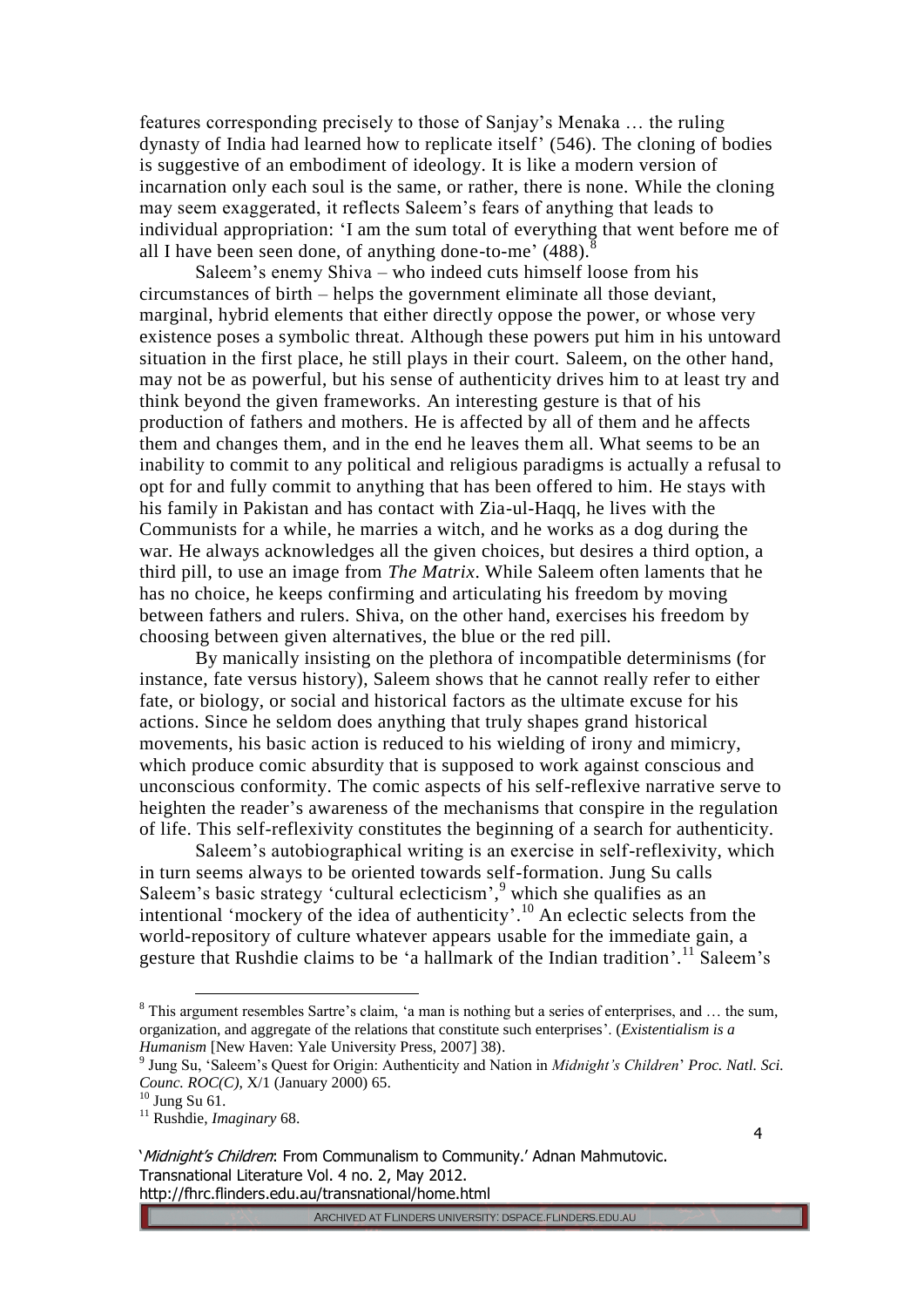features corresponding precisely to those of Sanjay's Menaka … the ruling dynasty of India had learned how to replicate itself' (546). The cloning of bodies is suggestive of an embodiment of ideology. It is like a modern version of incarnation only each soul is the same, or rather, there is none. While the cloning may seem exaggerated, it reflects Saleem's fears of anything that leads to individual appropriation: 'I am the sum total of everything that went before me of all I have been seen done, of anything done-to-me' (488).[8]

Saleem's enemy Shiva – who indeed cuts himself loose from his circumstances of birth – helps the government eliminate all those deviant, marginal, hybrid elements that either directly oppose the power, or whose very existence poses a symbolic threat. Although these powers put him in his untoward situation in the first place, he still plays in their court. Saleem, on the other hand, may not be as powerful, but his sense of authenticity drives him to at least try and think beyond the given frameworks. An interesting gesture is that of his production of fathers and mothers. He is affected by all of them and he affects them and changes them, and in the end he leaves them all. What seems to be an inability to commit to any political and religious paradigms is actually a refusal to opt for and fully commit to anything that has been offered to him. He stays with his family in Pakistan and has contact with Zia-ul-Haqq, he lives with the Communists for a while, he marries a witch, and he works as a dog during the war. He always acknowledges all the given choices, but desires a third option, a third pill, to use an image from *The Matrix*. While Saleem often laments that he has no choice, he keeps confirming and articulating his freedom by moving between fathers and rulers. Shiva, on the other hand, exercises his freedom by choosing between given alternatives, the blue or the red pill.

By manically insisting on the plethora of incompatible determinisms (for instance, fate versus history), Saleem shows that he cannot really refer to either fate, or biology, or social and historical factors as the ultimate excuse for his actions. Since he seldom does anything that truly shapes grand historical movements, his basic action is reduced to his wielding of irony and mimicry, which produce comic absurdity that is supposed to work against conscious and unconscious conformity. The comic aspects of his self-reflexive narrative serve to heighten the reader's awareness of the mechanisms that conspire in the regulation of life. This self-reflexivity constitutes the beginning of a search for authenticity.

Saleem's autobiographical writing is an exercise in self-reflexivity, which in turn seems always to be oriented towards self-formation. Jung Su calls Saleem's basic strategy 'cultural eclecticism',[9] which she qualifies as an intentional 'mockery of the idea of authenticity'.[10] An eclectic selects from the world-repository of culture whatever appears usable for the immediate gain, a gesture that Rushdie claims to be 'a hallmark of the Indian tradition'.[11] Saleem's

---

[8] This argument resembles Sartre's claim, 'a man is nothing but a series of enterprises, and … the sum, organization, and aggregate of the relations that constitute such enterprises'. (*Existentialism is a Humanism* [New Haven: Yale University Press, 2007] 38).

[9] Jung Su, 'Saleem's Quest for Origin: Authenticity and Nation in *Midnight's Children*' *Proc. Natl. Sci. Counc. ROC(C)*, X/1 (January 2000) 65.

[10] Jung Su 61.

[11] Rushdie, *Imaginary* 68.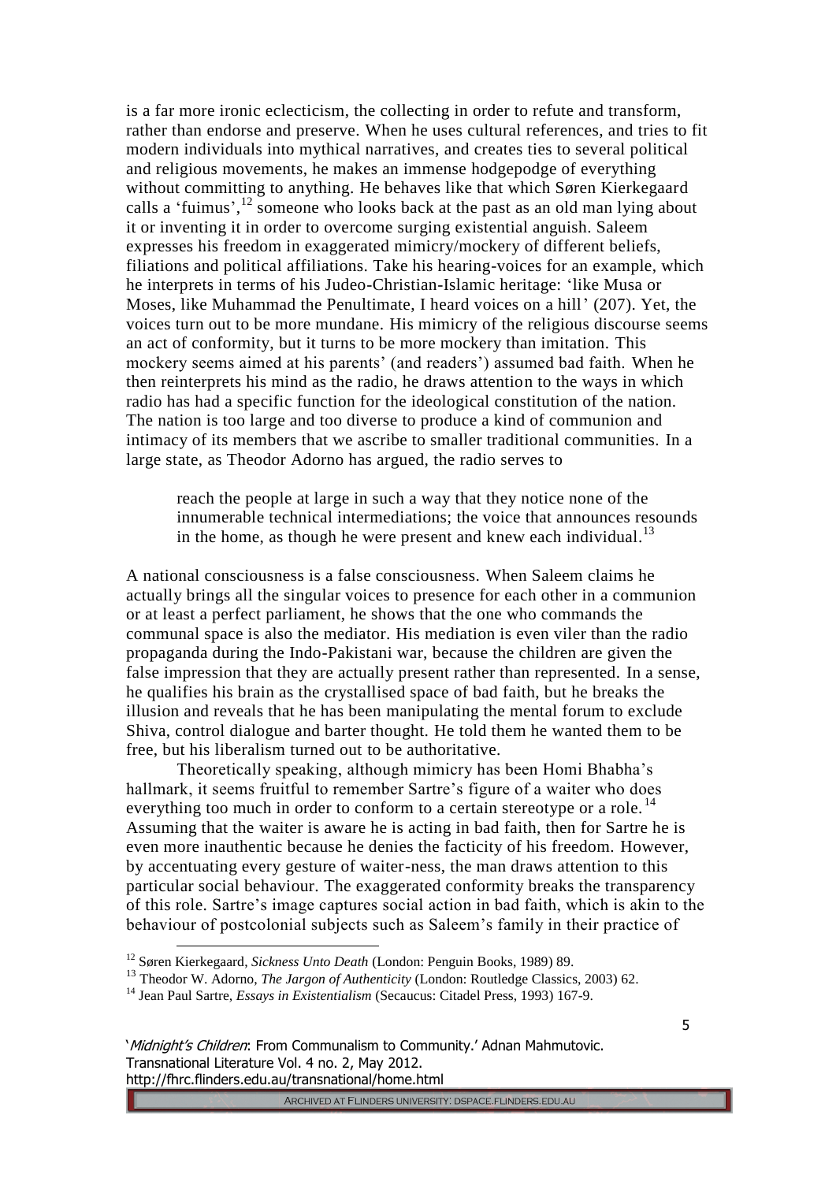is a far more ironic eclecticism, the collecting in order to refute and transform, rather than endorse and preserve. When he uses cultural references, and tries to fit modern individuals into mythical narratives, and creates ties to several political and religious movements, he makes an immense hodgepodge of everything without committing to anything. He behaves like that which Søren Kierkegaard calls a 'fuimus',[12] someone who looks back at the past as an old man lying about it or inventing it in order to overcome surging existential anguish. Saleem expresses his freedom in exaggerated mimicry/mockery of different beliefs, filiations and political affiliations. Take his hearing-voices for an example, which he interprets in terms of his Judeo-Christian-Islamic heritage: 'like Musa or Moses, like Muhammad the Penultimate, I heard voices on a hill' (207). Yet, the voices turn out to be more mundane. His mimicry of the religious discourse seems an act of conformity, but it turns to be more mockery than imitation. This mockery seems aimed at his parents' (and readers') assumed bad faith. When he then reinterprets his mind as the radio, he draws attention to the ways in which radio has had a specific function for the ideological constitution of the nation. The nation is too large and too diverse to produce a kind of communion and intimacy of its members that we ascribe to smaller traditional communities. In a large state, as Theodor Adorno has argued, the radio serves to

> reach the people at large in such a way that they notice none of the innumerable technical intermediations; the voice that announces resounds in the home, as though he were present and knew each individual.[13]

A national consciousness is a false consciousness. When Saleem claims he actually brings all the singular voices to presence for each other in a communion or at least a perfect parliament, he shows that the one who commands the communal space is also the mediator. His mediation is even viler than the radio propaganda during the Indo-Pakistani war, because the children are given the false impression that they are actually present rather than represented. In a sense, he qualifies his brain as the crystallised space of bad faith, but he breaks the illusion and reveals that he has been manipulating the mental forum to exclude Shiva, control dialogue and barter thought. He told them he wanted them to be free, but his liberalism turned out to be authoritative.

Theoretically speaking, although mimicry has been Homi Bhabha's hallmark, it seems fruitful to remember Sartre's figure of a waiter who does everything too much in order to conform to a certain stereotype or a role.[14] Assuming that the waiter is aware he is acting in bad faith, then for Sartre he is even more inauthentic because he denies the facticity of his freedom. However, by accentuating every gesture of waiter-ness, the man draws attention to this particular social behaviour. The exaggerated conformity breaks the transparency of this role. Sartre's image captures social action in bad faith, which is akin to the behaviour of postcolonial subjects such as Saleem's family in their practice of

---

[12] Søren Kierkegaard, *Sickness Unto Death* (London: Penguin Books, 1989) 89.

[13] Theodor W. Adorno, *The Jargon of Authenticity* (London: Routledge Classics, 2003) 62.

[14] Jean Paul Sartre, *Essays in Existentialism* (Secaucus: Citadel Press, 1993) 167-9.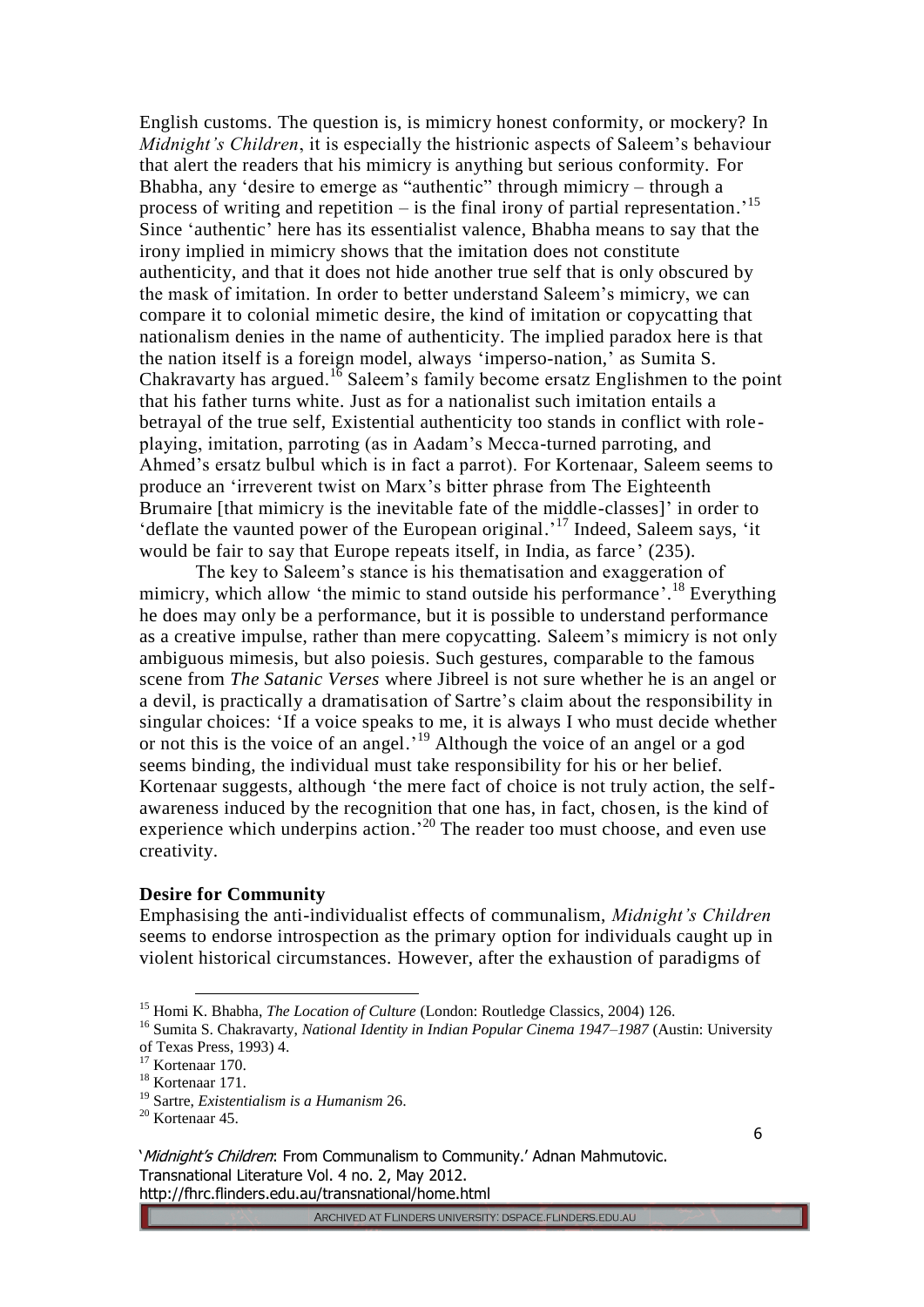English customs. The question is, is mimicry honest conformity, or mockery? In *Midnight's Children*, it is especially the histrionic aspects of Saleem's behaviour that alert the readers that his mimicry is anything but serious conformity. For Bhabha, any 'desire to emerge as "authentic" through mimicry – through a process of writing and repetition – is the final irony of partial representation.'[15] Since 'authentic' here has its essentialist valence, Bhabha means to say that the irony implied in mimicry shows that the imitation does not constitute authenticity, and that it does not hide another true self that is only obscured by the mask of imitation. In order to better understand Saleem's mimicry, we can compare it to colonial mimetic desire, the kind of imitation or copycatting that nationalism denies in the name of authenticity. The implied paradox here is that the nation itself is a foreign model, always 'imperso-nation,' as Sumita S. Chakravarty has argued.[16] Saleem's family become ersatz Englishmen to the point that his father turns white. Just as for a nationalist such imitation entails a betrayal of the true self, Existential authenticity too stands in conflict with role-playing, imitation, parroting (as in Aadam's Mecca-turned parroting, and Ahmed's ersatz bulbul which is in fact a parrot). For Kortenaar, Saleem seems to produce an 'irreverent twist on Marx's bitter phrase from The Eighteenth Brumaire [that mimicry is the inevitable fate of the middle-classes]' in order to 'deflate the vaunted power of the European original.'[17] Indeed, Saleem says, 'it would be fair to say that Europe repeats itself, in India, as farce' (235).

The key to Saleem's stance is his thematisation and exaggeration of mimicry, which allow 'the mimic to stand outside his performance'.[18] Everything he does may only be a performance, but it is possible to understand performance as a creative impulse, rather than mere copycatting. Saleem's mimicry is not only ambiguous mimesis, but also poiesis. Such gestures, comparable to the famous scene from *The Satanic Verses* where Jibreel is not sure whether he is an angel or a devil, is practically a dramatisation of Sartre's claim about the responsibility in singular choices: 'If a voice speaks to me, it is always I who must decide whether or not this is the voice of an angel.'[19] Although the voice of an angel or a god seems binding, the individual must take responsibility for his or her belief. Kortenaar suggests, although 'the mere fact of choice is not truly action, the self-awareness induced by the recognition that one has, in fact, chosen, is the kind of experience which underpins action.'[20] The reader too must choose, and even use creativity.

### Desire for Community

Emphasising the anti-individualist effects of communalism, *Midnight's Children* seems to endorse introspection as the primary option for individuals caught up in violent historical circumstances. However, after the exhaustion of paradigms of

---

[15] Homi K. Bhabha, *The Location of Culture* (London: Routledge Classics, 2004) 126.

[16] Sumita S. Chakravarty, *National Identity in Indian Popular Cinema 1947–1987* (Austin: University of Texas Press, 1993) 4.

[17] Kortenaar 170.

[18] Kortenaar 171.

[19] Sartre, *Existentialism is a Humanism* 26.

[20] Kortenaar 45.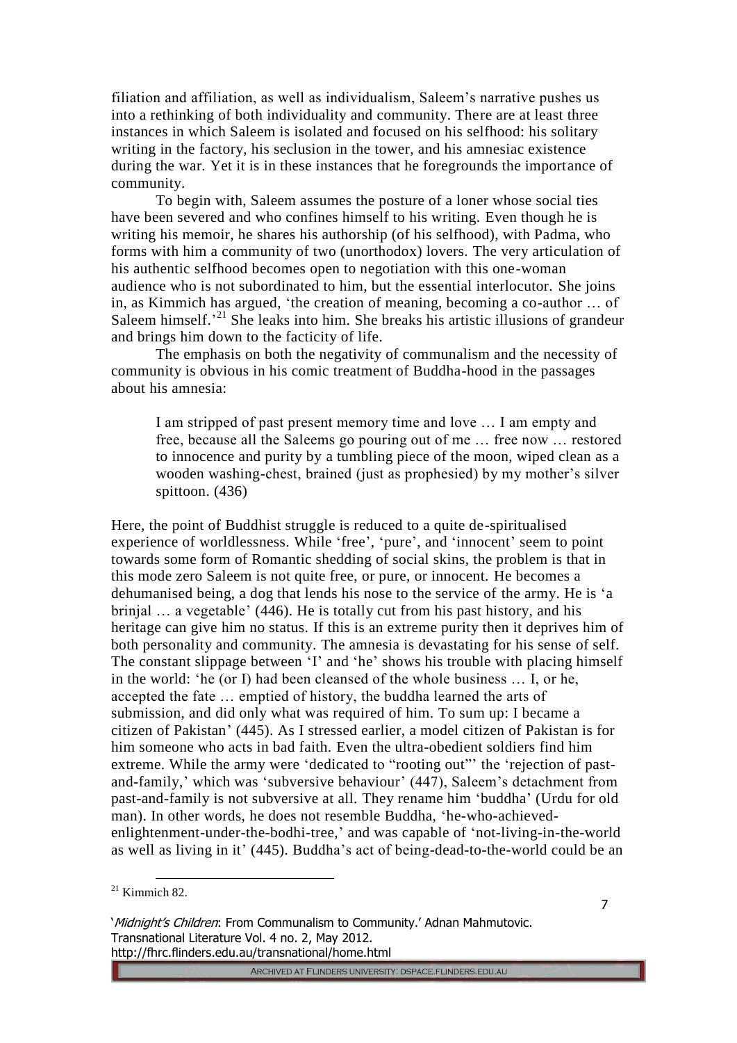filiation and affiliation, as well as individualism, Saleem's narrative pushes us into a rethinking of both individuality and community. There are at least three instances in which Saleem is isolated and focused on his selfhood: his solitary writing in the factory, his seclusion in the tower, and his amnesiac existence during the war. Yet it is in these instances that he foregrounds the importance of community.

To begin with, Saleem assumes the posture of a loner whose social ties have been severed and who confines himself to his writing. Even though he is writing his memoir, he shares his authorship (of his selfhood), with Padma, who forms with him a community of two (unorthodox) lovers. The very articulation of his authentic selfhood becomes open to negotiation with this one-woman audience who is not subordinated to him, but the essential interlocutor. She joins in, as Kimmich has argued, 'the creation of meaning, becoming a co-author … of Saleem himself.'[21] She leaks into him. She breaks his artistic illusions of grandeur and brings him down to the facticity of life.

The emphasis on both the negativity of communalism and the necessity of community is obvious in his comic treatment of Buddha-hood in the passages about his amnesia:

> I am stripped of past present memory time and love … I am empty and free, because all the Saleems go pouring out of me … free now … restored to innocence and purity by a tumbling piece of the moon, wiped clean as a wooden washing-chest, brained (just as prophesied) by my mother's silver spittoon. (436)

Here, the point of Buddhist struggle is reduced to a quite de-spiritualised experience of worldlessness. While 'free', 'pure', and 'innocent' seem to point towards some form of Romantic shedding of social skins, the problem is that in this mode zero Saleem is not quite free, or pure, or innocent. He becomes a dehumanised being, a dog that lends his nose to the service of the army. He is 'a brinjal … a vegetable' (446). He is totally cut from his past history, and his heritage can give him no status. If this is an extreme purity then it deprives him of both personality and community. The amnesia is devastating for his sense of self. The constant slippage between 'I' and 'he' shows his trouble with placing himself in the world: 'he (or I) had been cleansed of the whole business … I, or he, accepted the fate … emptied of history, the buddha learned the arts of submission, and did only what was required of him. To sum up: I became a citizen of Pakistan' (445). As I stressed earlier, a model citizen of Pakistan is for him someone who acts in bad faith. Even the ultra-obedient soldiers find him extreme. While the army were 'dedicated to "rooting out"' the 'rejection of past-and-family,' which was 'subversive behaviour' (447), Saleem's detachment from past-and-family is not subversive at all. They rename him 'buddha' (Urdu for old man). In other words, he does not resemble Buddha, 'he-who-achieved-enlightenment-under-the-bodhi-tree,' and was capable of 'not-living-in-the-world as well as living in it' (445). Buddha's act of being-dead-to-the-world could be an

[21] Kimmich 82.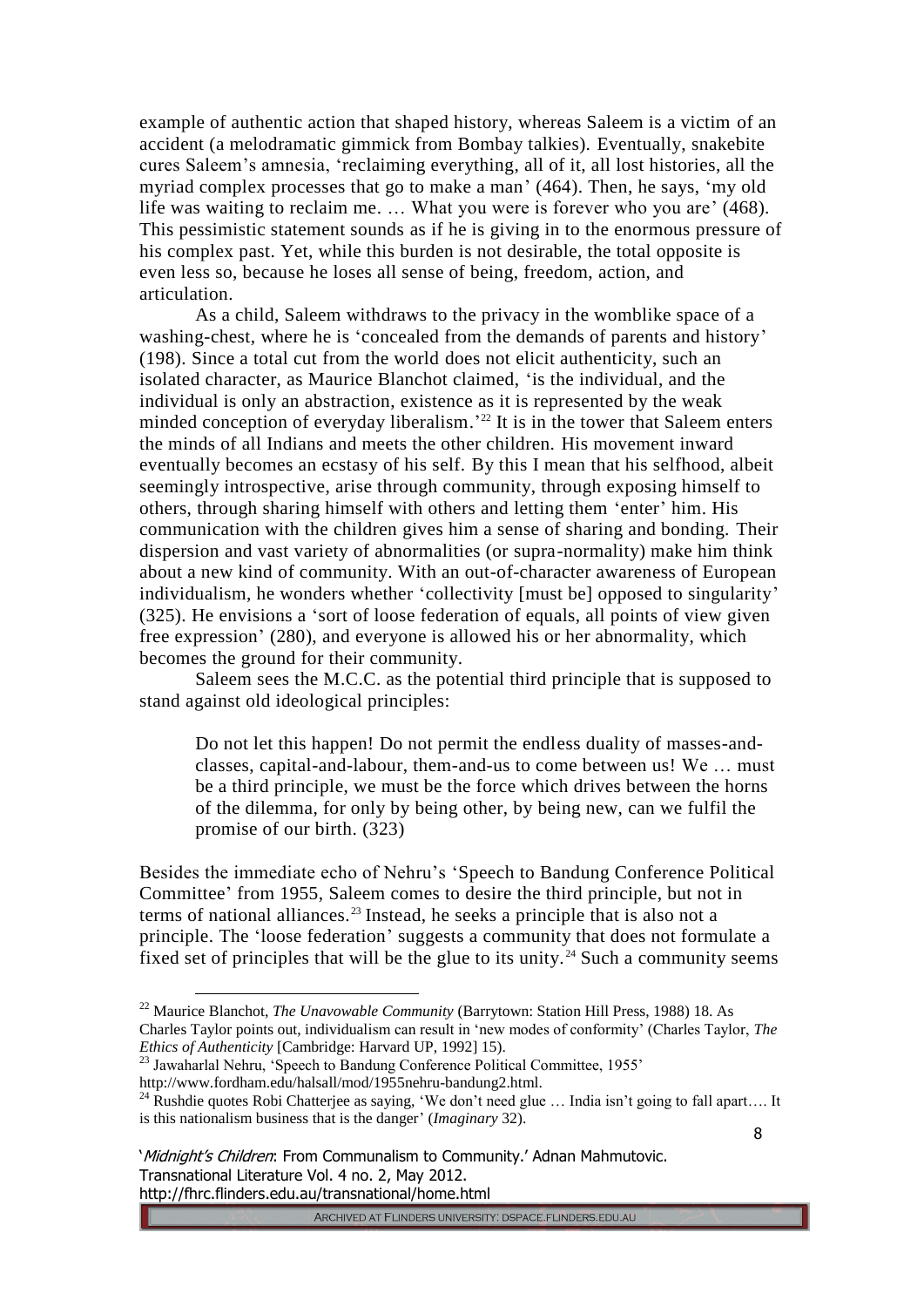example of authentic action that shaped history, whereas Saleem is a victim of an accident (a melodramatic gimmick from Bombay talkies). Eventually, snakebite cures Saleem's amnesia, 'reclaiming everything, all of it, all lost histories, all the myriad complex processes that go to make a man' (464). Then, he says, 'my old life was waiting to reclaim me. … What you were is forever who you are' (468). This pessimistic statement sounds as if he is giving in to the enormous pressure of his complex past. Yet, while this burden is not desirable, the total opposite is even less so, because he loses all sense of being, freedom, action, and articulation.

As a child, Saleem withdraws to the privacy in the womblike space of a washing-chest, where he is 'concealed from the demands of parents and history' (198). Since a total cut from the world does not elicit authenticity, such an isolated character, as Maurice Blanchot claimed, 'is the individual, and the individual is only an abstraction, existence as it is represented by the weak minded conception of everyday liberalism.'[22] It is in the tower that Saleem enters the minds of all Indians and meets the other children. His movement inward eventually becomes an ecstasy of his self. By this I mean that his selfhood, albeit seemingly introspective, arise through community, through exposing himself to others, through sharing himself with others and letting them 'enter' him. His communication with the children gives him a sense of sharing and bonding. Their dispersion and vast variety of abnormalities (or supra-normality) make him think about a new kind of community. With an out-of-character awareness of European individualism, he wonders whether 'collectivity [must be] opposed to singularity' (325). He envisions a 'sort of loose federation of equals, all points of view given free expression' (280), and everyone is allowed his or her abnormality, which becomes the ground for their community.

Saleem sees the M.C.C. as the potential third principle that is supposed to stand against old ideological principles:

> Do not let this happen! Do not permit the endless duality of masses-and-classes, capital-and-labour, them-and-us to come between us! We … must be a third principle, we must be the force which drives between the horns of the dilemma, for only by being other, by being new, can we fulfil the promise of our birth. (323)

Besides the immediate echo of Nehru's 'Speech to Bandung Conference Political Committee' from 1955, Saleem comes to desire the third principle, but not in terms of national alliances.[23] Instead, he seeks a principle that is also not a principle. The 'loose federation' suggests a community that does not formulate a fixed set of principles that will be the glue to its unity.[24] Such a community seems

---

[22] Maurice Blanchot, *The Unavowable Community* (Barrytown: Station Hill Press, 1988) 18. As Charles Taylor points out, individualism can result in 'new modes of conformity' (Charles Taylor, *The Ethics of Authenticity* [Cambridge: Harvard UP, 1992] 15).

[23] Jawaharlal Nehru, 'Speech to Bandung Conference Political Committee, 1955' http://www.fordham.edu/halsall/mod/1955nehru-bandung2.html.

[24] Rushdie quotes Robi Chatterjee as saying, 'We don't need glue … India isn't going to fall apart…. It is this nationalism business that is the danger' (*Imaginary* 32).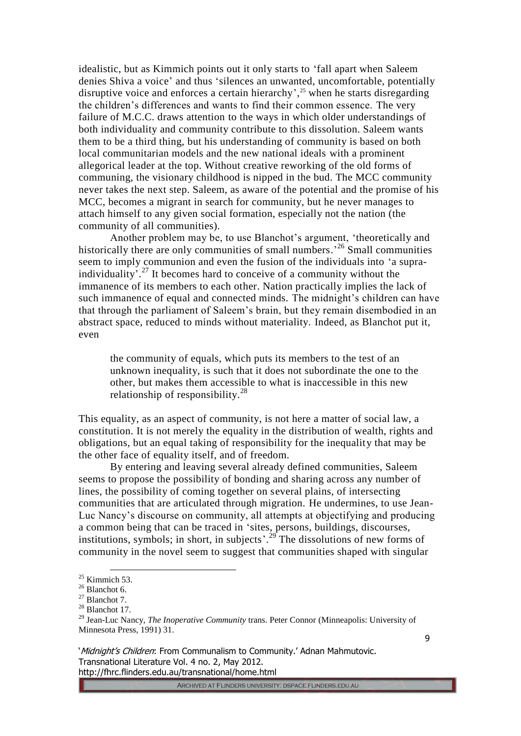idealistic, but as Kimmich points out it only starts to 'fall apart when Saleem denies Shiva a voice' and thus 'silences an unwanted, uncomfortable, potentially disruptive voice and enforces a certain hierarchy',[25] when he starts disregarding the children's differences and wants to find their common essence. The very failure of M.C.C. draws attention to the ways in which older understandings of both individuality and community contribute to this dissolution. Saleem wants them to be a third thing, but his understanding of community is based on both local communitarian models and the new national ideals with a prominent allegorical leader at the top. Without creative reworking of the old forms of communing, the visionary childhood is nipped in the bud. The MCC community never takes the next step. Saleem, as aware of the potential and the promise of his MCC, becomes a migrant in search for community, but he never manages to attach himself to any given social formation, especially not the nation (the community of all communities).

Another problem may be, to use Blanchot's argument, 'theoretically and historically there are only communities of small numbers.'[26] Small communities seem to imply communion and even the fusion of the individuals into 'a supra-individuality'.[27] It becomes hard to conceive of a community without the immanence of its members to each other. Nation practically implies the lack of such immanence of equal and connected minds. The midnight's children can have that through the parliament of Saleem's brain, but they remain disembodied in an abstract space, reduced to minds without materiality. Indeed, as Blanchot put it, even

> the community of equals, which puts its members to the test of an unknown inequality, is such that it does not subordinate the one to the other, but makes them accessible to what is inaccessible in this new relationship of responsibility.[28]

This equality, as an aspect of community, is not here a matter of social law, a constitution. It is not merely the equality in the distribution of wealth, rights and obligations, but an equal taking of responsibility for the inequality that may be the other face of equality itself, and of freedom.

By entering and leaving several already defined communities, Saleem seems to propose the possibility of bonding and sharing across any number of lines, the possibility of coming together on several plains, of intersecting communities that are articulated through migration. He undermines, to use Jean-Luc Nancy's discourse on community, all attempts at objectifying and producing a common being that can be traced in 'sites, persons, buildings, discourses, institutions, symbols; in short, in subjects'.[29] The dissolutions of new forms of community in the novel seem to suggest that communities shaped with singular

---

[25] Kimmich 53.

[26] Blanchot 6.

[27] Blanchot 7.

[28] Blanchot 17.

[29] Jean-Luc Nancy, *The Inoperative Community* trans. Peter Connor (Minneapolis: University of Minnesota Press, 1991) 31.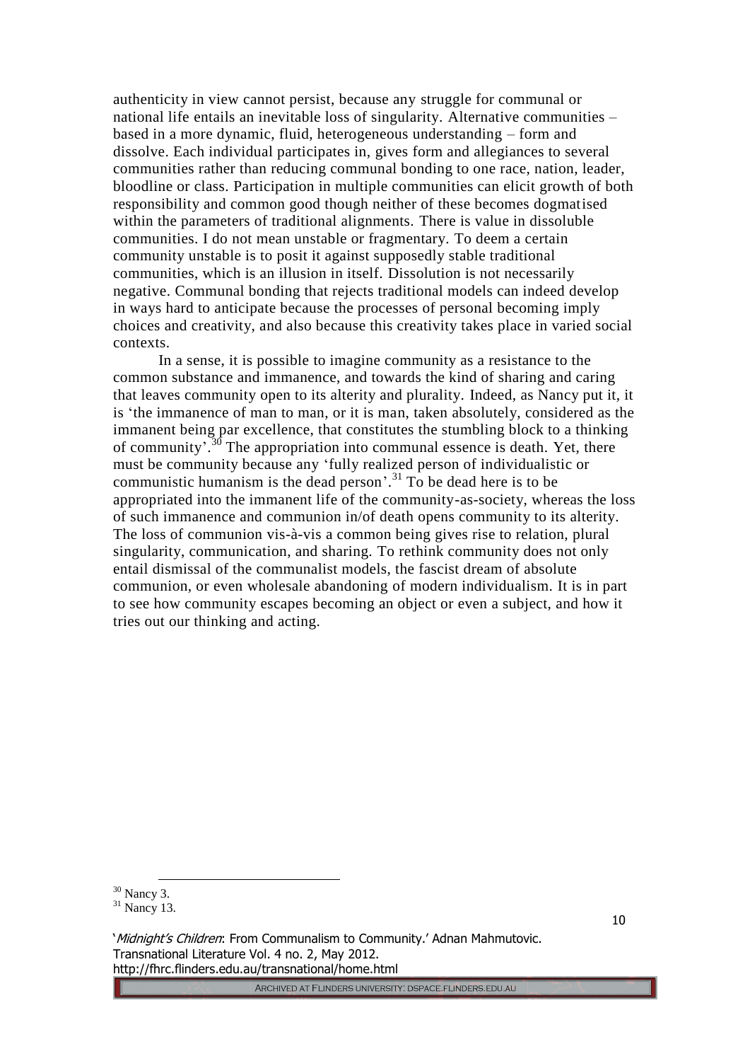authenticity in view cannot persist, because any struggle for communal or national life entails an inevitable loss of singularity. Alternative communities – based in a more dynamic, fluid, heterogeneous understanding – form and dissolve. Each individual participates in, gives form and allegiances to several communities rather than reducing communal bonding to one race, nation, leader, bloodline or class. Participation in multiple communities can elicit growth of both responsibility and common good though neither of these becomes dogmatised within the parameters of traditional alignments. There is value in dissoluble communities. I do not mean unstable or fragmentary. To deem a certain community unstable is to posit it against supposedly stable traditional communities, which is an illusion in itself. Dissolution is not necessarily negative. Communal bonding that rejects traditional models can indeed develop in ways hard to anticipate because the processes of personal becoming imply choices and creativity, and also because this creativity takes place in varied social contexts.

In a sense, it is possible to imagine community as a resistance to the common substance and immanence, and towards the kind of sharing and caring that leaves community open to its alterity and plurality. Indeed, as Nancy put it, it is 'the immanence of man to man, or it is man, taken absolutely, considered as the immanent being par excellence, that constitutes the stumbling block to a thinking of community'.[30] The appropriation into communal essence is death. Yet, there must be community because any 'fully realized person of individualistic or communistic humanism is the dead person'.[31] To be dead here is to be appropriated into the immanent life of the community-as-society, whereas the loss of such immanence and communion in/of death opens community to its alterity. The loss of communion vis-à-vis a common being gives rise to relation, plural singularity, communication, and sharing. To rethink community does not only entail dismissal of the communalist models, the fascist dream of absolute communion, or even wholesale abandoning of modern individualism. It is in part to see how community escapes becoming an object or even a subject, and how it tries out our thinking and acting.

[30] Nancy 3.

[31] Nancy 13.